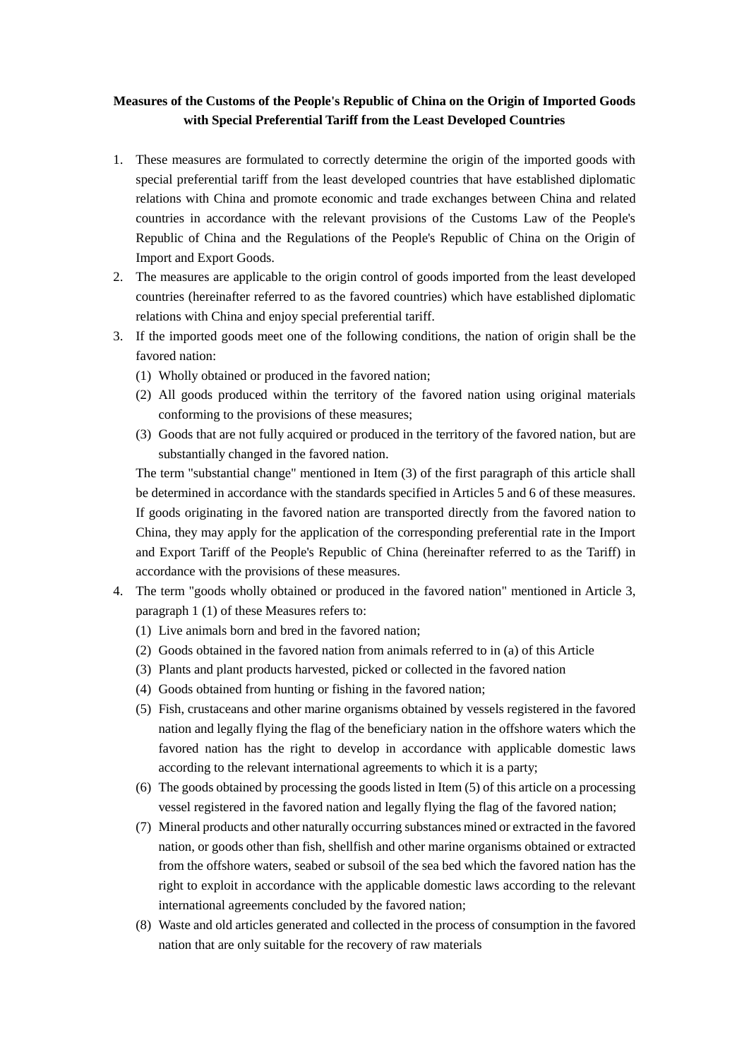**Measures of the Customs of the People's Republic of China on the Origin of Imported Goods with Special Preferential Tariff from the Least Developed Countries**

1. These measures are formulated to correctly determine the origin of the imported goods with special preferential tariff from the least developed countries that have established diplomatic relations with China and promote economic and trade exchanges between China and related countries in accordance with the relevant provisions of the Customs Law of the People's Republic of China and the Regulations of the People's Republic of China on the Origin of Import and Export Goods.
2. The measures are applicable to the origin control of goods imported from the least developed countries (hereinafter referred to as the favored countries) which have established diplomatic relations with China and enjoy special preferential tariff.
3. If the imported goods meet one of the following conditions, the nation of origin shall be the favored nation:
   (1) Wholly obtained or produced in the favored nation;
   (2) All goods produced within the territory of the favored nation using original materials conforming to the provisions of these measures;
   (3) Goods that are not fully acquired or produced in the territory of the favored nation, but are substantially changed in the favored nation.

   The term "substantial change" mentioned in Item (3) of the first paragraph of this article shall be determined in accordance with the standards specified in Articles 5 and 6 of these measures. If goods originating in the favored nation are transported directly from the favored nation to China, they may apply for the application of the corresponding preferential rate in the Import and Export Tariff of the People's Republic of China (hereinafter referred to as the Tariff) in accordance with the provisions of these measures.
4. The term "goods wholly obtained or produced in the favored nation" mentioned in Article 3, paragraph 1 (1) of these Measures refers to:
   (1) Live animals born and bred in the favored nation;
   (2) Goods obtained in the favored nation from animals referred to in (a) of this Article
   (3) Plants and plant products harvested, picked or collected in the favored nation
   (4) Goods obtained from hunting or fishing in the favored nation;
   (5) Fish, crustaceans and other marine organisms obtained by vessels registered in the favored nation and legally flying the flag of the beneficiary nation in the offshore waters which the favored nation has the right to develop in accordance with applicable domestic laws according to the relevant international agreements to which it is a party;
   (6) The goods obtained by processing the goods listed in Item (5) of this article on a processing vessel registered in the favored nation and legally flying the flag of the favored nation;
   (7) Mineral products and other naturally occurring substances mined or extracted in the favored nation, or goods other than fish, shellfish and other marine organisms obtained or extracted from the offshore waters, seabed or subsoil of the sea bed which the favored nation has the right to exploit in accordance with the applicable domestic laws according to the relevant international agreements concluded by the favored nation;
   (8) Waste and old articles generated and collected in the process of consumption in the favored nation that are only suitable for the recovery of raw materials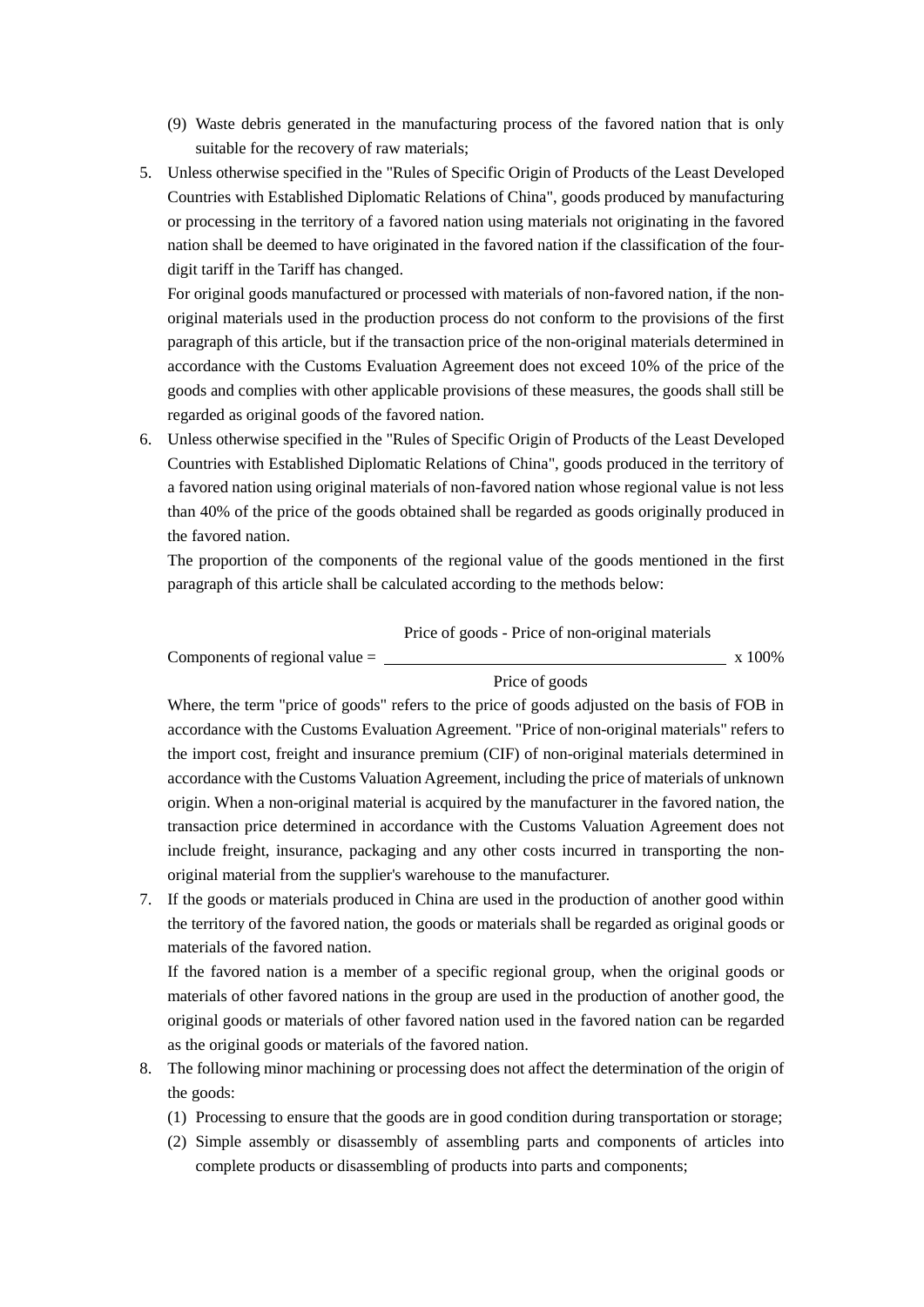(9) Waste debris generated in the manufacturing process of the favored nation that is only suitable for the recovery of raw materials;

5. Unless otherwise specified in the "Rules of Specific Origin of Products of the Least Developed Countries with Established Diplomatic Relations of China", goods produced by manufacturing or processing in the territory of a favored nation using materials not originating in the favored nation shall be deemed to have originated in the favored nation if the classification of the four-digit tariff in the Tariff has changed.

   For original goods manufactured or processed with materials of non-favored nation, if the non-original materials used in the production process do not conform to the provisions of the first paragraph of this article, but if the transaction price of the non-original materials determined in accordance with the Customs Evaluation Agreement does not exceed 10% of the price of the goods and complies with other applicable provisions of these measures, the goods shall still be regarded as original goods of the favored nation.

6. Unless otherwise specified in the "Rules of Specific Origin of Products of the Least Developed Countries with Established Diplomatic Relations of China", goods produced in the territory of a favored nation using original materials of non-favored nation whose regional value is not less than 40% of the price of the goods obtained shall be regarded as goods originally produced in the favored nation.

   The proportion of the components of the regional value of the goods mentioned in the first paragraph of this article shall be calculated according to the methods below:

$$\text{Components of regional value} = \frac{\text{Price of goods - Price of non-original materials}}{\text{Price of goods}} \times 100\%$$

   Where, the term "price of goods" refers to the price of goods adjusted on the basis of FOB in accordance with the Customs Evaluation Agreement. "Price of non-original materials" refers to the import cost, freight and insurance premium (CIF) of non-original materials determined in accordance with the Customs Valuation Agreement, including the price of materials of unknown origin. When a non-original material is acquired by the manufacturer in the favored nation, the transaction price determined in accordance with the Customs Valuation Agreement does not include freight, insurance, packaging and any other costs incurred in transporting the non-original material from the supplier's warehouse to the manufacturer.

7. If the goods or materials produced in China are used in the production of another good within the territory of the favored nation, the goods or materials shall be regarded as original goods or materials of the favored nation.

   If the favored nation is a member of a specific regional group, when the original goods or materials of other favored nations in the group are used in the production of another good, the original goods or materials of other favored nation used in the favored nation can be regarded as the original goods or materials of the favored nation.

8. The following minor machining or processing does not affect the determination of the origin of the goods:

   (1) Processing to ensure that the goods are in good condition during transportation or storage;

   (2) Simple assembly or disassembly of assembling parts and components of articles into complete products or disassembling of products into parts and components;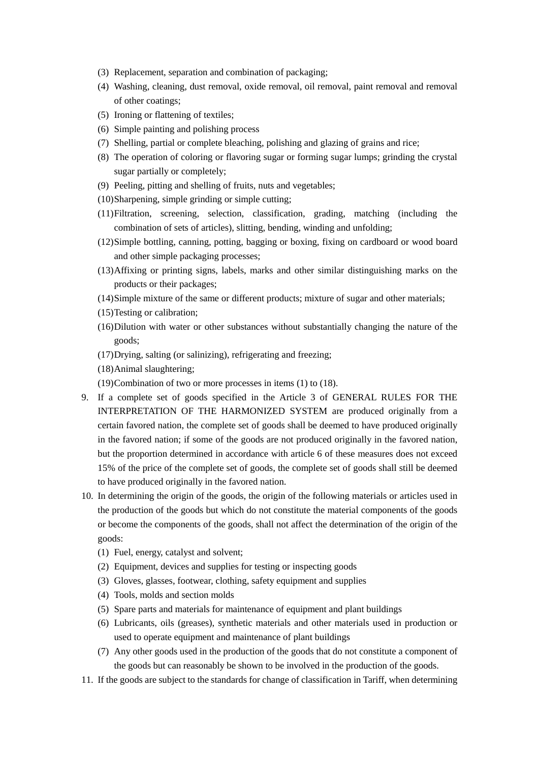(3) Replacement, separation and combination of packaging;
(4) Washing, cleaning, dust removal, oxide removal, oil removal, paint removal and removal of other coatings;
(5) Ironing or flattening of textiles;
(6) Simple painting and polishing process
(7) Shelling, partial or complete bleaching, polishing and glazing of grains and rice;
(8) The operation of coloring or flavoring sugar or forming sugar lumps; grinding the crystal sugar partially or completely;
(9) Peeling, pitting and shelling of fruits, nuts and vegetables;
(10) Sharpening, simple grinding or simple cutting;
(11) Filtration, screening, selection, classification, grading, matching (including the combination of sets of articles), slitting, bending, winding and unfolding;
(12) Simple bottling, canning, potting, bagging or boxing, fixing on cardboard or wood board and other simple packaging processes;
(13) Affixing or printing signs, labels, marks and other similar distinguishing marks on the products or their packages;
(14) Simple mixture of the same or different products; mixture of sugar and other materials;
(15) Testing or calibration;
(16) Dilution with water or other substances without substantially changing the nature of the goods;
(17) Drying, salting (or salinizing), refrigerating and freezing;
(18) Animal slaughtering;
(19) Combination of two or more processes in items (1) to (18).

9. If a complete set of goods specified in the Article 3 of GENERAL RULES FOR THE INTERPRETATION OF THE HARMONIZED SYSTEM are produced originally from a certain favored nation, the complete set of goods shall be deemed to have produced originally in the favored nation; if some of the goods are not produced originally in the favored nation, but the proportion determined in accordance with article 6 of these measures does not exceed 15% of the price of the complete set of goods, the complete set of goods shall still be deemed to have produced originally in the favored nation.
10. In determining the origin of the goods, the origin of the following materials or articles used in the production of the goods but which do not constitute the material components of the goods or become the components of the goods, shall not affect the determination of the origin of the goods:
    (1) Fuel, energy, catalyst and solvent;
    (2) Equipment, devices and supplies for testing or inspecting goods
    (3) Gloves, glasses, footwear, clothing, safety equipment and supplies
    (4) Tools, molds and section molds
    (5) Spare parts and materials for maintenance of equipment and plant buildings
    (6) Lubricants, oils (greases), synthetic materials and other materials used in production or used to operate equipment and maintenance of plant buildings
    (7) Any other goods used in the production of the goods that do not constitute a component of the goods but can reasonably be shown to be involved in the production of the goods.
11. If the goods are subject to the standards for change of classification in Tariff, when determining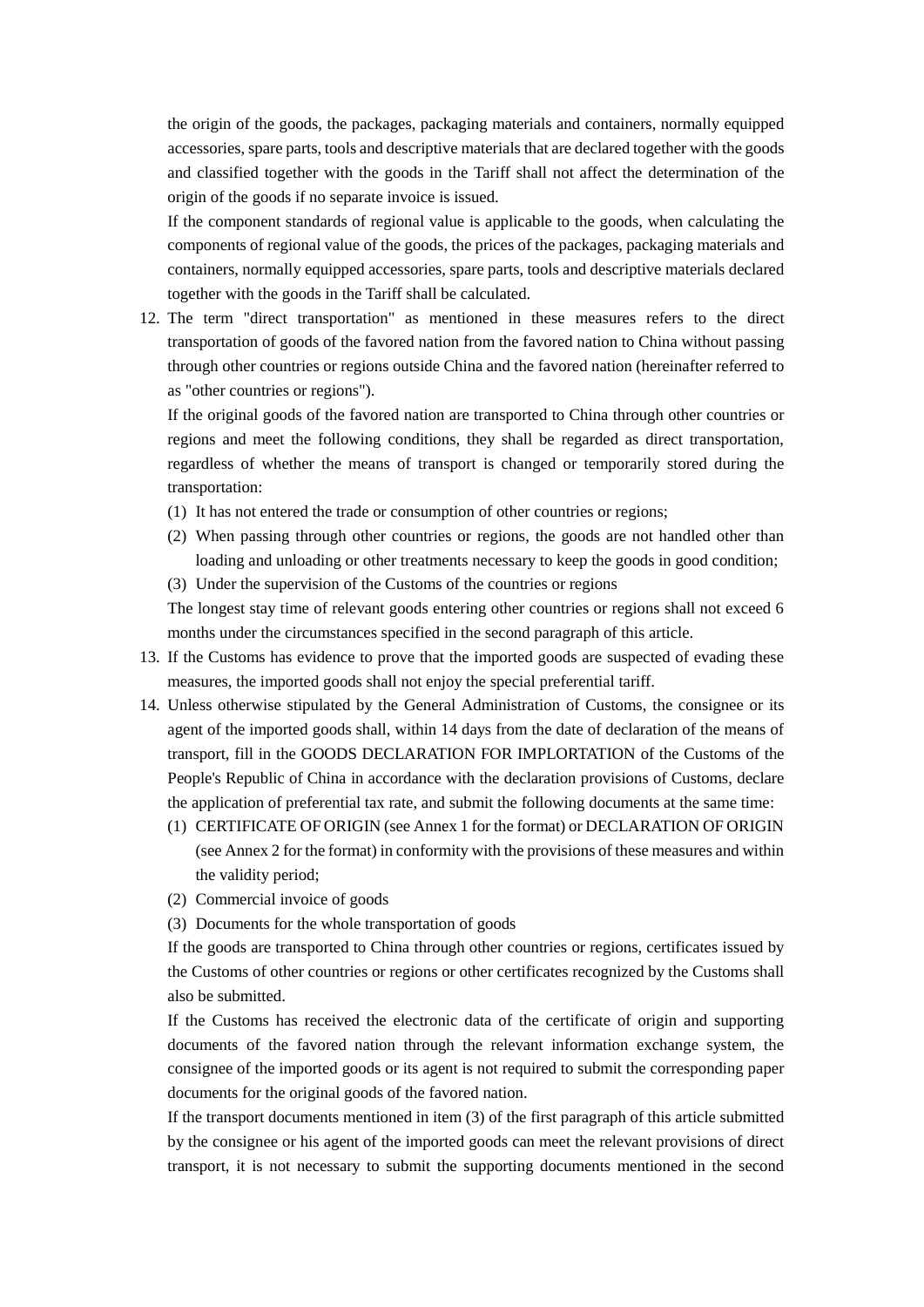the origin of the goods, the packages, packaging materials and containers, normally equipped accessories, spare parts, tools and descriptive materials that are declared together with the goods and classified together with the goods in the Tariff shall not affect the determination of the origin of the goods if no separate invoice is issued.

If the component standards of regional value is applicable to the goods, when calculating the components of regional value of the goods, the prices of the packages, packaging materials and containers, normally equipped accessories, spare parts, tools and descriptive materials declared together with the goods in the Tariff shall be calculated.

12. The term "direct transportation" as mentioned in these measures refers to the direct transportation of goods of the favored nation from the favored nation to China without passing through other countries or regions outside China and the favored nation (hereinafter referred to as "other countries or regions").

    If the original goods of the favored nation are transported to China through other countries or regions and meet the following conditions, they shall be regarded as direct transportation, regardless of whether the means of transport is changed or temporarily stored during the transportation:

    (1) It has not entered the trade or consumption of other countries or regions;

    (2) When passing through other countries or regions, the goods are not handled other than loading and unloading or other treatments necessary to keep the goods in good condition;

    (3) Under the supervision of the Customs of the countries or regions

    The longest stay time of relevant goods entering other countries or regions shall not exceed 6 months under the circumstances specified in the second paragraph of this article.

13. If the Customs has evidence to prove that the imported goods are suspected of evading these measures, the imported goods shall not enjoy the special preferential tariff.

14. Unless otherwise stipulated by the General Administration of Customs, the consignee or its agent of the imported goods shall, within 14 days from the date of declaration of the means of transport, fill in the GOODS DECLARATION FOR IMPLORTATION of the Customs of the People's Republic of China in accordance with the declaration provisions of Customs, declare the application of preferential tax rate, and submit the following documents at the same time:

    (1) CERTIFICATE OF ORIGIN (see Annex 1 for the format) or DECLARATION OF ORIGIN (see Annex 2 for the format) in conformity with the provisions of these measures and within the validity period;

    (2) Commercial invoice of goods

    (3) Documents for the whole transportation of goods

    If the goods are transported to China through other countries or regions, certificates issued by the Customs of other countries or regions or other certificates recognized by the Customs shall also be submitted.

    If the Customs has received the electronic data of the certificate of origin and supporting documents of the favored nation through the relevant information exchange system, the consignee of the imported goods or its agent is not required to submit the corresponding paper documents for the original goods of the favored nation.

    If the transport documents mentioned in item (3) of the first paragraph of this article submitted by the consignee or his agent of the imported goods can meet the relevant provisions of direct transport, it is not necessary to submit the supporting documents mentioned in the second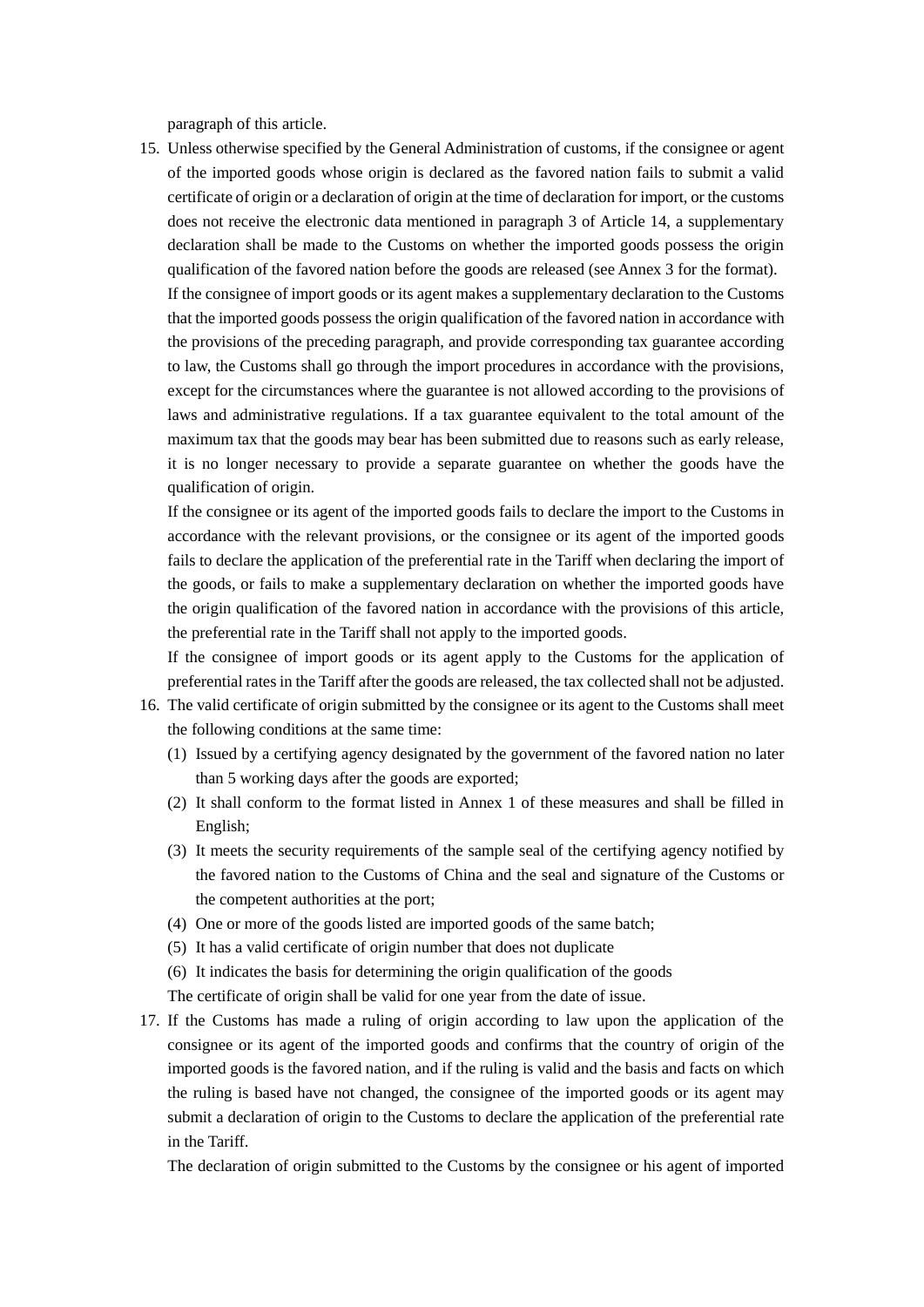paragraph of this article.

15. Unless otherwise specified by the General Administration of customs, if the consignee or agent of the imported goods whose origin is declared as the favored nation fails to submit a valid certificate of origin or a declaration of origin at the time of declaration for import, or the customs does not receive the electronic data mentioned in paragraph 3 of Article 14, a supplementary declaration shall be made to the Customs on whether the imported goods possess the origin qualification of the favored nation before the goods are released (see Annex 3 for the format).

    If the consignee of import goods or its agent makes a supplementary declaration to the Customs that the imported goods possess the origin qualification of the favored nation in accordance with the provisions of the preceding paragraph, and provide corresponding tax guarantee according to law, the Customs shall go through the import procedures in accordance with the provisions, except for the circumstances where the guarantee is not allowed according to the provisions of laws and administrative regulations. If a tax guarantee equivalent to the total amount of the maximum tax that the goods may bear has been submitted due to reasons such as early release, it is no longer necessary to provide a separate guarantee on whether the goods have the qualification of origin.

    If the consignee or its agent of the imported goods fails to declare the import to the Customs in accordance with the relevant provisions, or the consignee or its agent of the imported goods fails to declare the application of the preferential rate in the Tariff when declaring the import of the goods, or fails to make a supplementary declaration on whether the imported goods have the origin qualification of the favored nation in accordance with the provisions of this article, the preferential rate in the Tariff shall not apply to the imported goods.

    If the consignee of import goods or its agent apply to the Customs for the application of preferential rates in the Tariff after the goods are released, the tax collected shall not be adjusted.

16. The valid certificate of origin submitted by the consignee or its agent to the Customs shall meet the following conditions at the same time:
    (1) Issued by a certifying agency designated by the government of the favored nation no later than 5 working days after the goods are exported;
    (2) It shall conform to the format listed in Annex 1 of these measures and shall be filled in English;
    (3) It meets the security requirements of the sample seal of the certifying agency notified by the favored nation to the Customs of China and the seal and signature of the Customs or the competent authorities at the port;
    (4) One or more of the goods listed are imported goods of the same batch;
    (5) It has a valid certificate of origin number that does not duplicate
    (6) It indicates the basis for determining the origin qualification of the goods

    The certificate of origin shall be valid for one year from the date of issue.

17. If the Customs has made a ruling of origin according to law upon the application of the consignee or its agent of the imported goods and confirms that the country of origin of the imported goods is the favored nation, and if the ruling is valid and the basis and facts on which the ruling is based have not changed, the consignee of the imported goods or its agent may submit a declaration of origin to the Customs to declare the application of the preferential rate in the Tariff.

    The declaration of origin submitted to the Customs by the consignee or his agent of imported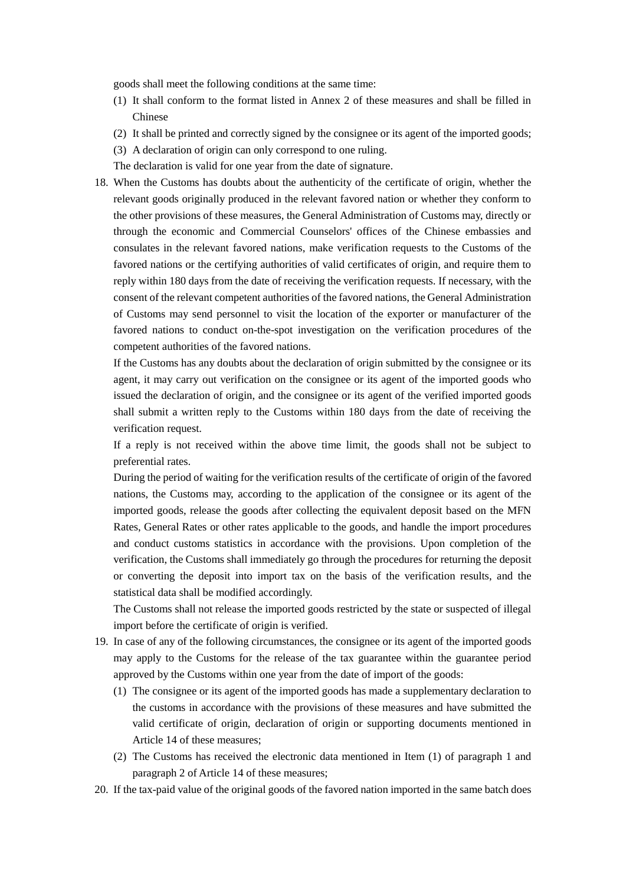goods shall meet the following conditions at the same time:

(1) It shall conform to the format listed in Annex 2 of these measures and shall be filled in Chinese

(2) It shall be printed and correctly signed by the consignee or its agent of the imported goods;

(3) A declaration of origin can only correspond to one ruling.

The declaration is valid for one year from the date of signature.

18. When the Customs has doubts about the authenticity of the certificate of origin, whether the relevant goods originally produced in the relevant favored nation or whether they conform to the other provisions of these measures, the General Administration of Customs may, directly or through the economic and Commercial Counselors' offices of the Chinese embassies and consulates in the relevant favored nations, make verification requests to the Customs of the favored nations or the certifying authorities of valid certificates of origin, and require them to reply within 180 days from the date of receiving the verification requests. If necessary, with the consent of the relevant competent authorities of the favored nations, the General Administration of Customs may send personnel to visit the location of the exporter or manufacturer of the favored nations to conduct on-the-spot investigation on the verification procedures of the competent authorities of the favored nations.

    If the Customs has any doubts about the declaration of origin submitted by the consignee or its agent, it may carry out verification on the consignee or its agent of the imported goods who issued the declaration of origin, and the consignee or its agent of the verified imported goods shall submit a written reply to the Customs within 180 days from the date of receiving the verification request.

    If a reply is not received within the above time limit, the goods shall not be subject to preferential rates.

    During the period of waiting for the verification results of the certificate of origin of the favored nations, the Customs may, according to the application of the consignee or its agent of the imported goods, release the goods after collecting the equivalent deposit based on the MFN Rates, General Rates or other rates applicable to the goods, and handle the import procedures and conduct customs statistics in accordance with the provisions. Upon completion of the verification, the Customs shall immediately go through the procedures for returning the deposit or converting the deposit into import tax on the basis of the verification results, and the statistical data shall be modified accordingly.

    The Customs shall not release the imported goods restricted by the state or suspected of illegal import before the certificate of origin is verified.

19. In case of any of the following circumstances, the consignee or its agent of the imported goods may apply to the Customs for the release of the tax guarantee within the guarantee period approved by the Customs within one year from the date of import of the goods:

    (1) The consignee or its agent of the imported goods has made a supplementary declaration to the customs in accordance with the provisions of these measures and have submitted the valid certificate of origin, declaration of origin or supporting documents mentioned in Article 14 of these measures;

    (2) The Customs has received the electronic data mentioned in Item (1) of paragraph 1 and paragraph 2 of Article 14 of these measures;

20. If the tax-paid value of the original goods of the favored nation imported in the same batch does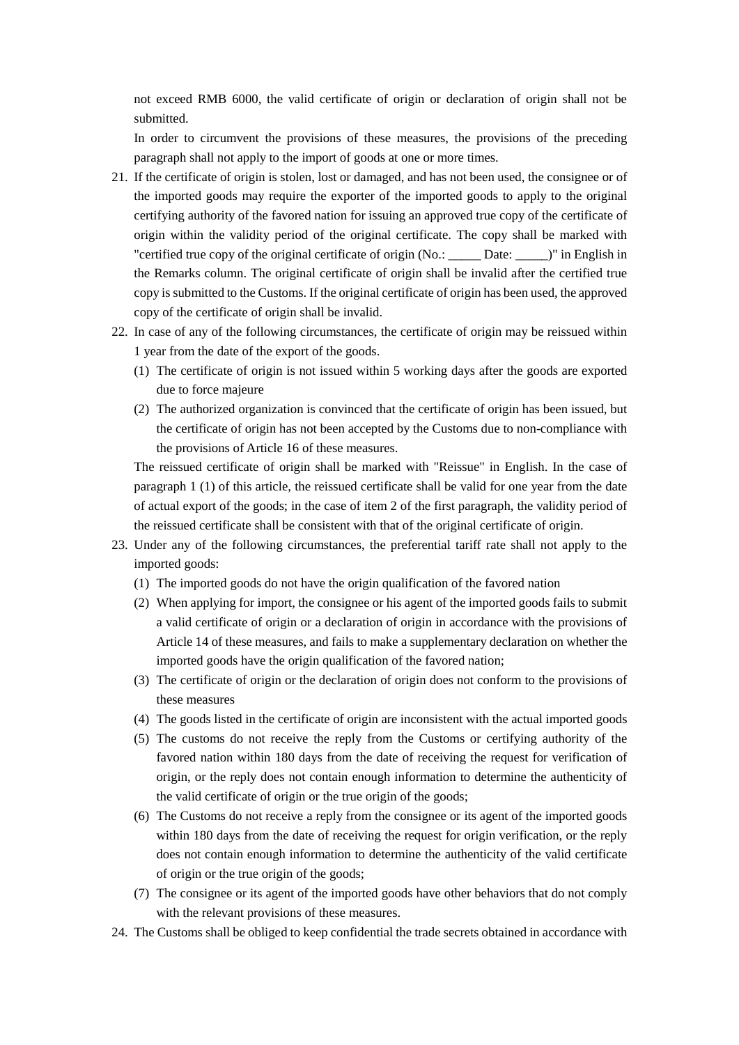not exceed RMB 6000, the valid certificate of origin or declaration of origin shall not be submitted.

In order to circumvent the provisions of these measures, the provisions of the preceding paragraph shall not apply to the import of goods at one or more times.

21. If the certificate of origin is stolen, lost or damaged, and has not been used, the consignee or of the imported goods may require the exporter of the imported goods to apply to the original certifying authority of the favored nation for issuing an approved true copy of the certificate of origin within the validity period of the original certificate. The copy shall be marked with "certified true copy of the original certificate of origin (No.: _____ Date: _____)" in English in the Remarks column. The original certificate of origin shall be invalid after the certified true copy is submitted to the Customs. If the original certificate of origin has been used, the approved copy of the certificate of origin shall be invalid.
22. In case of any of the following circumstances, the certificate of origin may be reissued within 1 year from the date of the export of the goods.
    (1) The certificate of origin is not issued within 5 working days after the goods are exported due to force majeure
    (2) The authorized organization is convinced that the certificate of origin has been issued, but the certificate of origin has not been accepted by the Customs due to non-compliance with the provisions of Article 16 of these measures.

    The reissued certificate of origin shall be marked with "Reissue" in English. In the case of paragraph 1 (1) of this article, the reissued certificate shall be valid for one year from the date of actual export of the goods; in the case of item 2 of the first paragraph, the validity period of the reissued certificate shall be consistent with that of the original certificate of origin.
23. Under any of the following circumstances, the preferential tariff rate shall not apply to the imported goods:
    (1) The imported goods do not have the origin qualification of the favored nation
    (2) When applying for import, the consignee or his agent of the imported goods fails to submit a valid certificate of origin or a declaration of origin in accordance with the provisions of Article 14 of these measures, and fails to make a supplementary declaration on whether the imported goods have the origin qualification of the favored nation;
    (3) The certificate of origin or the declaration of origin does not conform to the provisions of these measures
    (4) The goods listed in the certificate of origin are inconsistent with the actual imported goods
    (5) The customs do not receive the reply from the Customs or certifying authority of the favored nation within 180 days from the date of receiving the request for verification of origin, or the reply does not contain enough information to determine the authenticity of the valid certificate of origin or the true origin of the goods;
    (6) The Customs do not receive a reply from the consignee or its agent of the imported goods within 180 days from the date of receiving the request for origin verification, or the reply does not contain enough information to determine the authenticity of the valid certificate of origin or the true origin of the goods;
    (7) The consignee or its agent of the imported goods have other behaviors that do not comply with the relevant provisions of these measures.
24. The Customs shall be obliged to keep confidential the trade secrets obtained in accordance with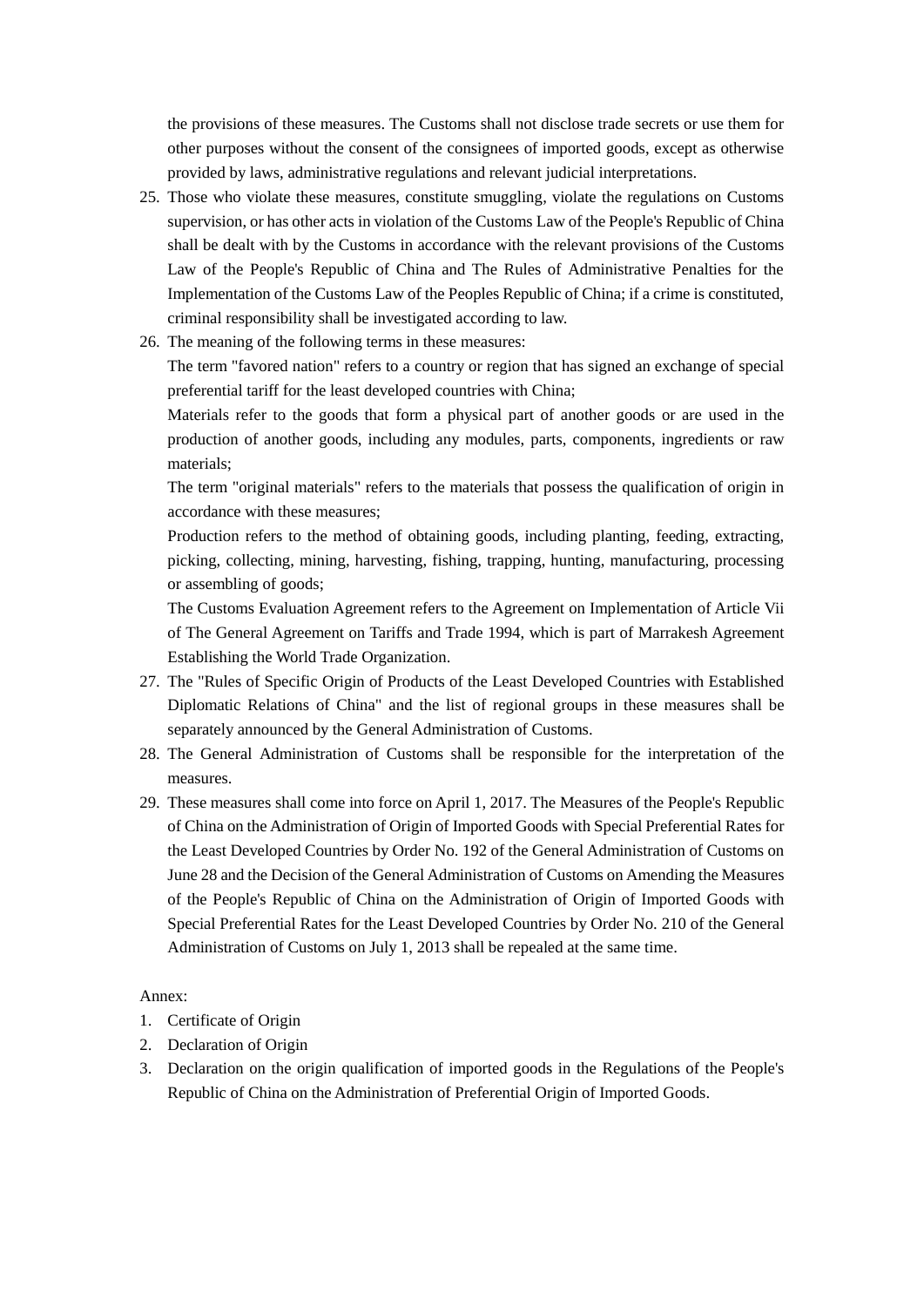the provisions of these measures. The Customs shall not disclose trade secrets or use them for other purposes without the consent of the consignees of imported goods, except as otherwise provided by laws, administrative regulations and relevant judicial interpretations.

25. Those who violate these measures, constitute smuggling, violate the regulations on Customs supervision, or has other acts in violation of the Customs Law of the People's Republic of China shall be dealt with by the Customs in accordance with the relevant provisions of the Customs Law of the People's Republic of China and The Rules of Administrative Penalties for the Implementation of the Customs Law of the Peoples Republic of China; if a crime is constituted, criminal responsibility shall be investigated according to law.
26. The meaning of the following terms in these measures:
   The term "favored nation" refers to a country or region that has signed an exchange of special preferential tariff for the least developed countries with China;
   Materials refer to the goods that form a physical part of another goods or are used in the production of another goods, including any modules, parts, components, ingredients or raw materials;
   The term "original materials" refers to the materials that possess the qualification of origin in accordance with these measures;
   Production refers to the method of obtaining goods, including planting, feeding, extracting, picking, collecting, mining, harvesting, fishing, trapping, hunting, manufacturing, processing or assembling of goods;
   The Customs Evaluation Agreement refers to the Agreement on Implementation of Article Vii of The General Agreement on Tariffs and Trade 1994, which is part of Marrakesh Agreement Establishing the World Trade Organization.
27. The "Rules of Specific Origin of Products of the Least Developed Countries with Established Diplomatic Relations of China" and the list of regional groups in these measures shall be separately announced by the General Administration of Customs.
28. The General Administration of Customs shall be responsible for the interpretation of the measures.
29. These measures shall come into force on April 1, 2017. The Measures of the People's Republic of China on the Administration of Origin of Imported Goods with Special Preferential Rates for the Least Developed Countries by Order No. 192 of the General Administration of Customs on June 28 and the Decision of the General Administration of Customs on Amending the Measures of the People's Republic of China on the Administration of Origin of Imported Goods with Special Preferential Rates for the Least Developed Countries by Order No. 210 of the General Administration of Customs on July 1, 2013 shall be repealed at the same time.

Annex:

1. Certificate of Origin
2. Declaration of Origin
3. Declaration on the origin qualification of imported goods in the Regulations of the People's Republic of China on the Administration of Preferential Origin of Imported Goods.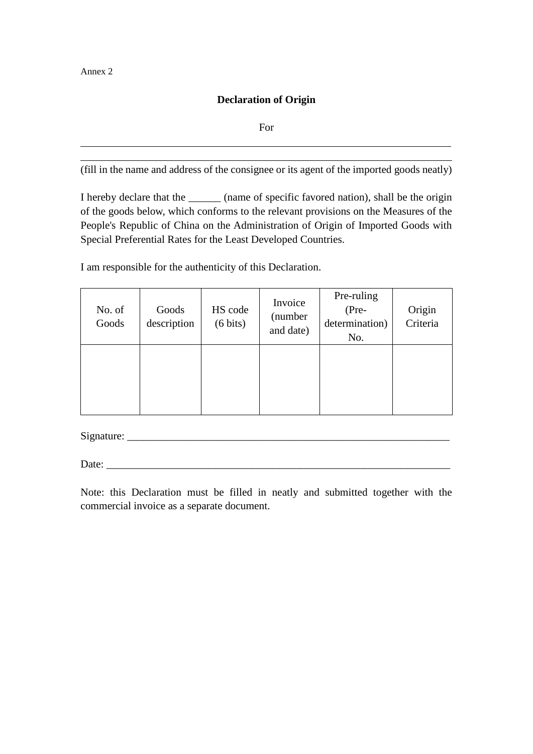Annex 2

**Declaration of Origin**

For

\_\_\_\_\_\_\_\_\_\_\_\_\_\_\_\_\_\_\_\_\_\_\_\_\_\_\_\_\_\_\_\_\_\_\_\_\_\_\_\_\_\_\_\_\_\_\_\_\_\_\_\_\_\_\_\_\_\_\_\_\_\_\_\_\_\_\_\_

\_\_\_\_\_\_\_\_\_\_\_\_\_\_\_\_\_\_\_\_\_\_\_\_\_\_\_\_\_\_\_\_\_\_\_\_\_\_\_\_\_\_\_\_\_\_\_\_\_\_\_\_\_\_\_\_\_\_\_\_\_\_\_\_\_\_\_\_

(fill in the name and address of the consignee or its agent of the imported goods neatly)

I hereby declare that the ______ (name of specific favored nation), shall be the origin of the goods below, which conforms to the relevant provisions on the Measures of the People's Republic of China on the Administration of Origin of Imported Goods with Special Preferential Rates for the Least Developed Countries.

I am responsible for the authenticity of this Declaration.

| No. of Goods | Goods description | HS code (6 bits) | Invoice (number and date) | Pre-ruling (Pre-determination) No. | Origin Criteria |
|---|---|---|---|---|---|
| | | | | | |

Signature: \_\_\_\_\_\_\_\_\_\_\_\_\_\_\_\_\_\_\_\_\_\_\_\_\_\_\_\_\_\_\_\_\_\_\_\_\_\_\_\_\_\_\_\_\_\_\_\_\_\_\_\_\_\_\_\_\_\_\_\_

Date: \_\_\_\_\_\_\_\_\_\_\_\_\_\_\_\_\_\_\_\_\_\_\_\_\_\_\_\_\_\_\_\_\_\_\_\_\_\_\_\_\_\_\_\_\_\_\_\_\_\_\_\_\_\_\_\_\_\_\_\_\_\_\_\_

Note: this Declaration must be filled in neatly and submitted together with the commercial invoice as a separate document.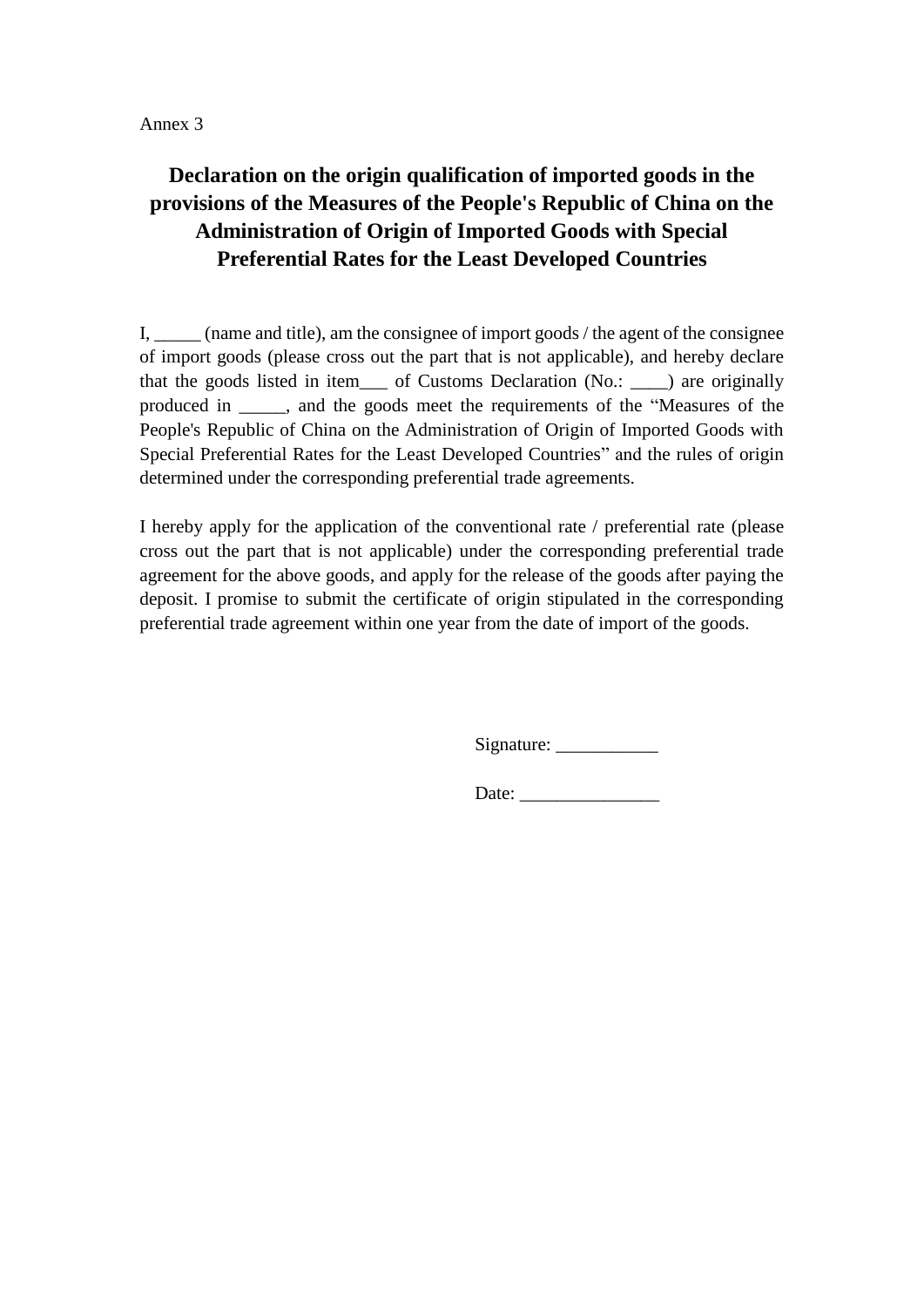Annex 3

# Declaration on the origin qualification of imported goods in the provisions of the Measures of the People's Republic of China on the Administration of Origin of Imported Goods with Special Preferential Rates for the Least Developed Countries

I, _____ (name and title), am the consignee of import goods / the agent of the consignee of import goods (please cross out the part that is not applicable), and hereby declare that the goods listed in item___ of Customs Declaration (No.: ____) are originally produced in _____, and the goods meet the requirements of the “Measures of the People's Republic of China on the Administration of Origin of Imported Goods with Special Preferential Rates for the Least Developed Countries” and the rules of origin determined under the corresponding preferential trade agreements.

I hereby apply for the application of the conventional rate / preferential rate (please cross out the part that is not applicable) under the corresponding preferential trade agreement for the above goods, and apply for the release of the goods after paying the deposit. I promise to submit the certificate of origin stipulated in the corresponding preferential trade agreement within one year from the date of import of the goods.

Signature: ___________

Date: _______________